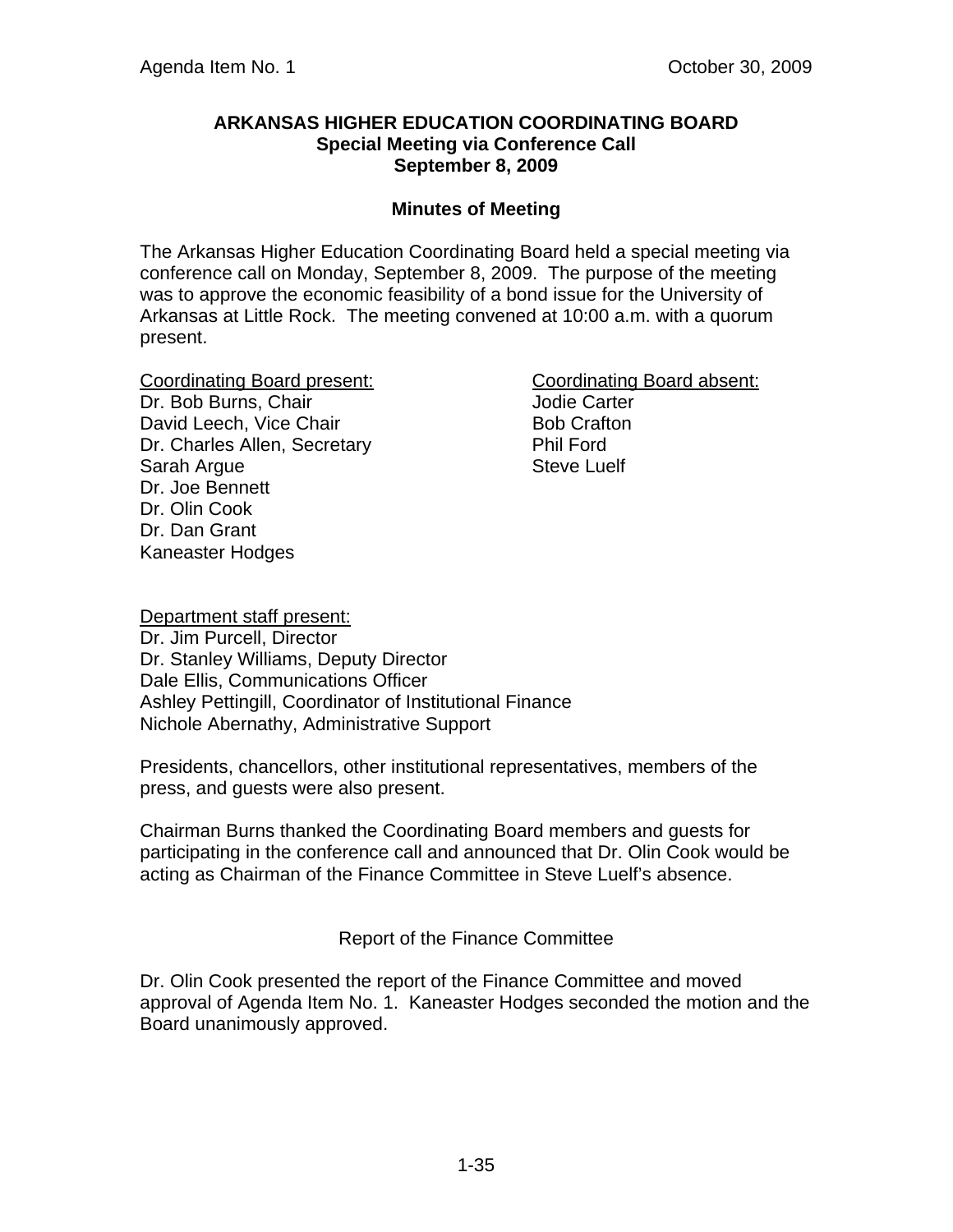Agenda Item No. 1 October 30, 2009

**ARKANSAS HIGHER EDUCATION COORDINATING BOARD**
**Special Meeting via Conference Call**
**September 8, 2009**

**Minutes of Meeting**

The Arkansas Higher Education Coordinating Board held a special meeting via conference call on Monday, September 8, 2009. The purpose of the meeting was to approve the economic feasibility of a bond issue for the University of Arkansas at Little Rock. The meeting convened at 10:00 a.m. with a quorum present.

Coordinating Board present:
Dr. Bob Burns, Chair
David Leech, Vice Chair
Dr. Charles Allen, Secretary
Sarah Argue
Dr. Joe Bennett
Dr. Olin Cook
Dr. Dan Grant
Kaneaster Hodges

Coordinating Board absent:
Jodie Carter
Bob Crafton
Phil Ford
Steve Luelf

Department staff present:
Dr. Jim Purcell, Director
Dr. Stanley Williams, Deputy Director
Dale Ellis, Communications Officer
Ashley Pettingill, Coordinator of Institutional Finance
Nichole Abernathy, Administrative Support

Presidents, chancellors, other institutional representatives, members of the press, and guests were also present.

Chairman Burns thanked the Coordinating Board members and guests for participating in the conference call and announced that Dr. Olin Cook would be acting as Chairman of the Finance Committee in Steve Luelf's absence.

Report of the Finance Committee

Dr. Olin Cook presented the report of the Finance Committee and moved approval of Agenda Item No. 1. Kaneaster Hodges seconded the motion and the Board unanimously approved.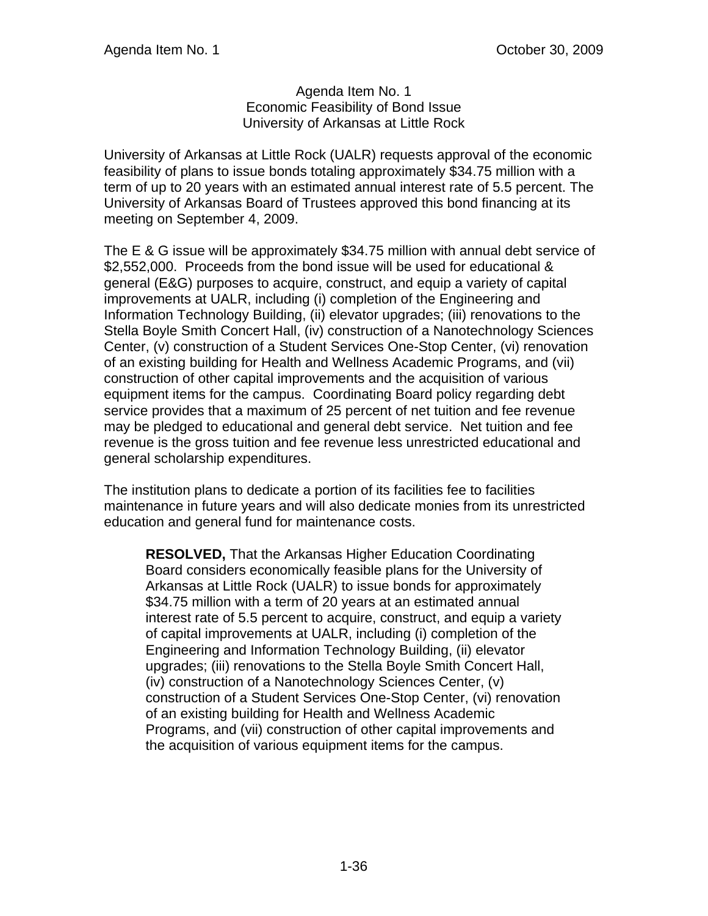# Agenda Item No. 1
## Economic Feasibility of Bond Issue
## University of Arkansas at Little Rock

University of Arkansas at Little Rock (UALR) requests approval of the economic feasibility of plans to issue bonds totaling approximately $34.75 million with a term of up to 20 years with an estimated annual interest rate of 5.5 percent. The University of Arkansas Board of Trustees approved this bond financing at its meeting on September 4, 2009.

The E & G issue will be approximately $34.75 million with annual debt service of $2,552,000. Proceeds from the bond issue will be used for educational & general (E&G) purposes to acquire, construct, and equip a variety of capital improvements at UALR, including (i) completion of the Engineering and Information Technology Building, (ii) elevator upgrades; (iii) renovations to the Stella Boyle Smith Concert Hall, (iv) construction of a Nanotechnology Sciences Center, (v) construction of a Student Services One-Stop Center, (vi) renovation of an existing building for Health and Wellness Academic Programs, and (vii) construction of other capital improvements and the acquisition of various equipment items for the campus. Coordinating Board policy regarding debt service provides that a maximum of 25 percent of net tuition and fee revenue may be pledged to educational and general debt service. Net tuition and fee revenue is the gross tuition and fee revenue less unrestricted educational and general scholarship expenditures.

The institution plans to dedicate a portion of its facilities fee to facilities maintenance in future years and will also dedicate monies from its unrestricted education and general fund for maintenance costs.

> **RESOLVED,** That the Arkansas Higher Education Coordinating Board considers economically feasible plans for the University of Arkansas at Little Rock (UALR) to issue bonds for approximately $34.75 million with a term of 20 years at an estimated annual interest rate of 5.5 percent to acquire, construct, and equip a variety of capital improvements at UALR, including (i) completion of the Engineering and Information Technology Building, (ii) elevator upgrades; (iii) renovations to the Stella Boyle Smith Concert Hall, (iv) construction of a Nanotechnology Sciences Center, (v) construction of a Student Services One-Stop Center, (vi) renovation of an existing building for Health and Wellness Academic Programs, and (vii) construction of other capital improvements and the acquisition of various equipment items for the campus.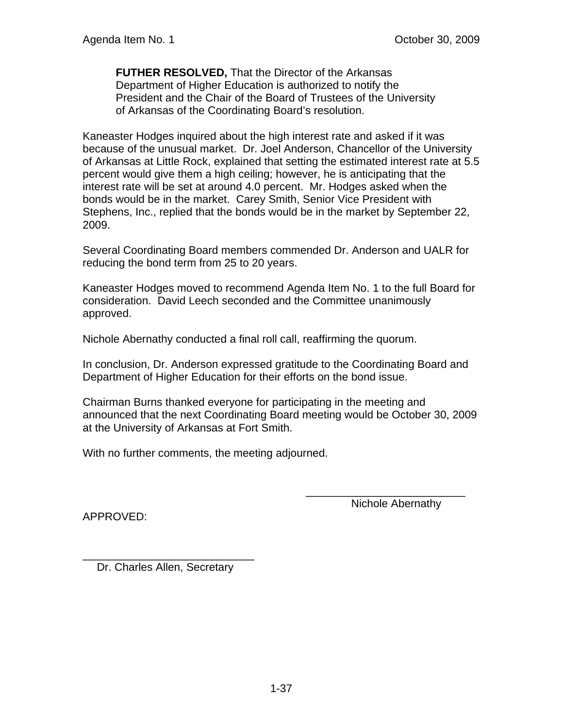**FUTHER RESOLVED,** That the Director of the Arkansas Department of Higher Education is authorized to notify the President and the Chair of the Board of Trustees of the University of Arkansas of the Coordinating Board's resolution.

Kaneaster Hodges inquired about the high interest rate and asked if it was because of the unusual market. Dr. Joel Anderson, Chancellor of the University of Arkansas at Little Rock, explained that setting the estimated interest rate at 5.5 percent would give them a high ceiling; however, he is anticipating that the interest rate will be set at around 4.0 percent. Mr. Hodges asked when the bonds would be in the market. Carey Smith, Senior Vice President with Stephens, Inc., replied that the bonds would be in the market by September 22, 2009.

Several Coordinating Board members commended Dr. Anderson and UALR for reducing the bond term from 25 to 20 years.

Kaneaster Hodges moved to recommend Agenda Item No. 1 to the full Board for consideration. David Leech seconded and the Committee unanimously approved.

Nichole Abernathy conducted a final roll call, reaffirming the quorum.

In conclusion, Dr. Anderson expressed gratitude to the Coordinating Board and Department of Higher Education for their efforts on the bond issue.

Chairman Burns thanked everyone for participating in the meeting and announced that the next Coordinating Board meeting would be October 30, 2009 at the University of Arkansas at Fort Smith.

With no further comments, the meeting adjourned.

\_\_\_\_\_\_\_\_\_\_\_\_\_\_\_\_\_\_\_\_\_\_\_\_\_\_
Nichole Abernathy

APPROVED:

\_\_\_\_\_\_\_\_\_\_\_\_\_\_\_\_\_\_\_\_\_\_\_\_\_\_\_\_
Dr. Charles Allen, Secretary